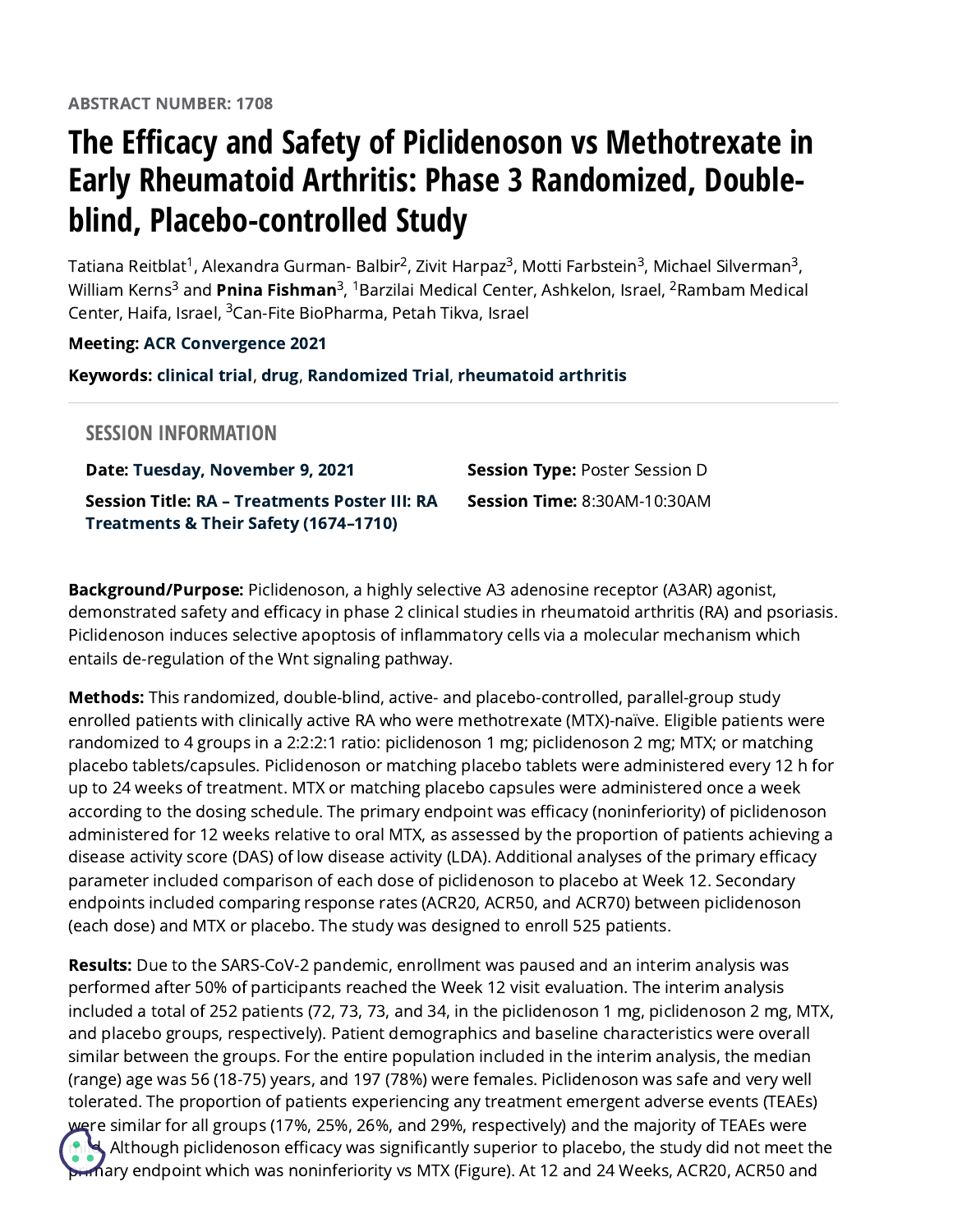ABSTRACT NUMBER: 1708

# The Efficacy and Safety of Piclidenoson vs Methotrexate in Early Rheumatoid Arthritis: Phase 3 Randomized, Double-blind, Placebo-controlled Study

Tatiana Reitblat[1], Alexandra Gurman- Balbir[2], Zivit Harpaz[3], Motti Farbstein[3], Michael Silverman[3], William Kerns[3] and **Pnina Fishman**[3], [1]Barzilai Medical Center, Ashkelon, Israel, [2]Rambam Medical Center, Haifa, Israel, [3]Can-Fite BioPharma, Petah Tikva, Israel

**Meeting:** ACR Convergence 2021

**Keywords:** clinical trial, drug, Randomized Trial, rheumatoid arthritis

## SESSION INFORMATION

**Date:** Tuesday, November 9, 2021

**Session Title:** RA – Treatments Poster III: RA Treatments & Their Safety (1674–1710)

**Session Type:** Poster Session D

**Session Time:** 8:30AM-10:30AM

**Background/Purpose:** Piclidenoson, a highly selective A3 adenosine receptor (A3AR) agonist, demonstrated safety and efficacy in phase 2 clinical studies in rheumatoid arthritis (RA) and psoriasis. Piclidenoson induces selective apoptosis of inflammatory cells via a molecular mechanism which entails de-regulation of the Wnt signaling pathway.

**Methods:** This randomized, double-blind, active- and placebo-controlled, parallel-group study enrolled patients with clinically active RA who were methotrexate (MTX)-naïve. Eligible patients were randomized to 4 groups in a 2:2:2:1 ratio: piclidenoson 1 mg; piclidenoson 2 mg; MTX; or matching placebo tablets/capsules. Piclidenoson or matching placebo tablets were administered every 12 h for up to 24 weeks of treatment. MTX or matching placebo capsules were administered once a week according to the dosing schedule. The primary endpoint was efficacy (noninferiority) of piclidenoson administered for 12 weeks relative to oral MTX, as assessed by the proportion of patients achieving a disease activity score (DAS) of low disease activity (LDA). Additional analyses of the primary efficacy parameter included comparison of each dose of piclidenoson to placebo at Week 12. Secondary endpoints included comparing response rates (ACR20, ACR50, and ACR70) between piclidenoson (each dose) and MTX or placebo. The study was designed to enroll 525 patients.

**Results:** Due to the SARS-CoV-2 pandemic, enrollment was paused and an interim analysis was performed after 50% of participants reached the Week 12 visit evaluation. The interim analysis included a total of 252 patients (72, 73, 73, and 34, in the piclidenoson 1 mg, piclidenoson 2 mg, MTX, and placebo groups, respectively). Patient demographics and baseline characteristics were overall similar between the groups. For the entire population included in the interim analysis, the median (range) age was 56 (18-75) years, and 197 (78%) were females. Piclidenoson was safe and very well tolerated. The proportion of patients experiencing any treatment emergent adverse events (TEAEs) were similar for all groups (17%, 25%, 26%, and 29%, respectively) and the majority of TEAEs were mild. Although piclidenoson efficacy was significantly superior to placebo, the study did not meet the primary endpoint which was noninferiority vs MTX (Figure). At 12 and 24 Weeks, ACR20, ACR50 and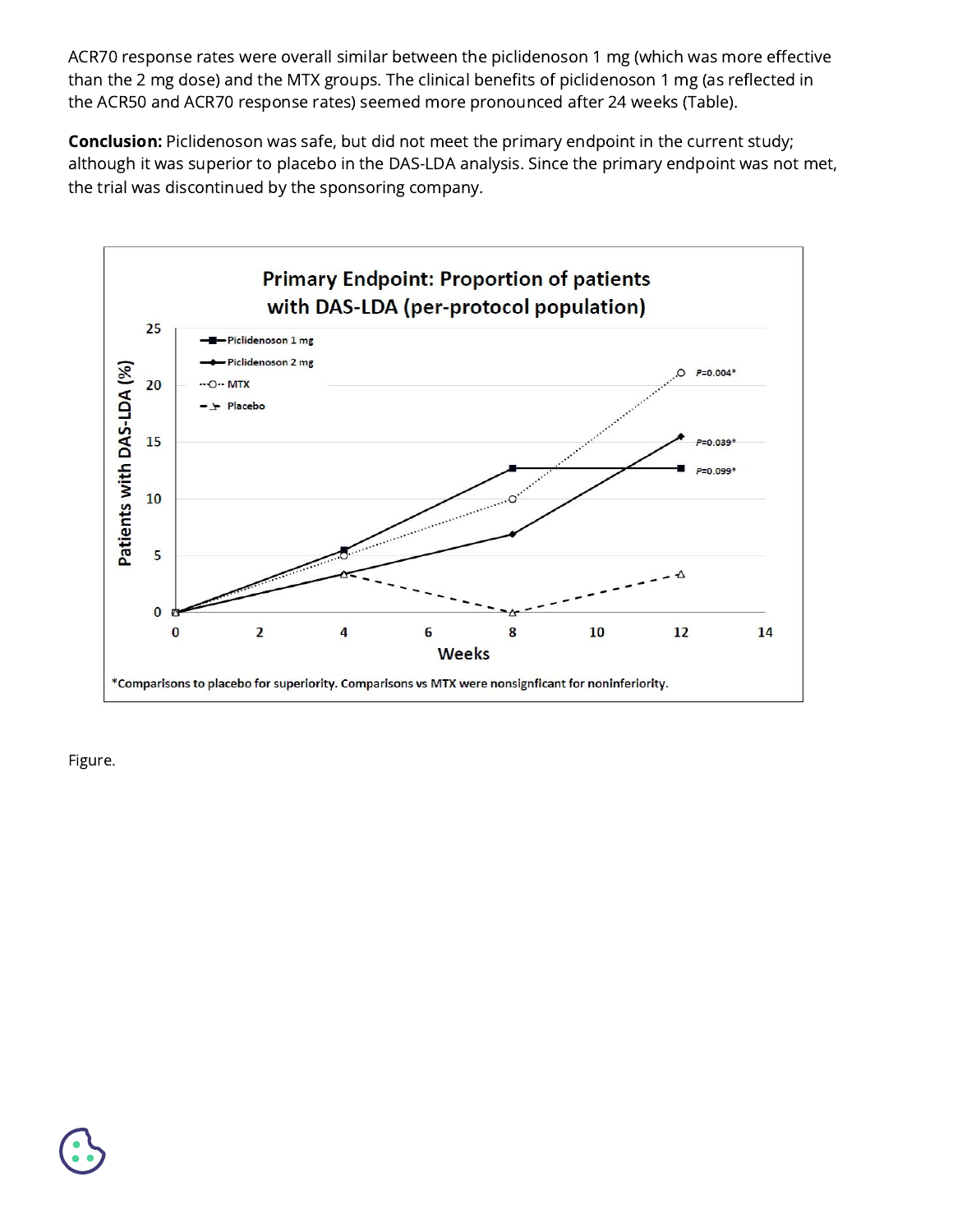ACR70 response rates were overall similar between the piclidenoson 1 mg (which was more effective than the 2 mg dose) and the MTX groups. The clinical benefits of piclidenoson 1 mg (as reflected in the ACR50 and ACR70 response rates) seemed more pronounced after 24 weeks (Table).

**Conclusion:** Piclidenoson was safe, but did not meet the primary endpoint in the current study; although it was superior to placebo in the DAS-LDA analysis. Since the primary endpoint was not met, the trial was discontinued by the sponsoring company.

Primary Endpoint: Proportion of patients with DAS-LDA (per-protocol population)

*Comparisons to placebo for superiority. Comparisons vs MTX were nonsignficant for noninferiority.

Figure.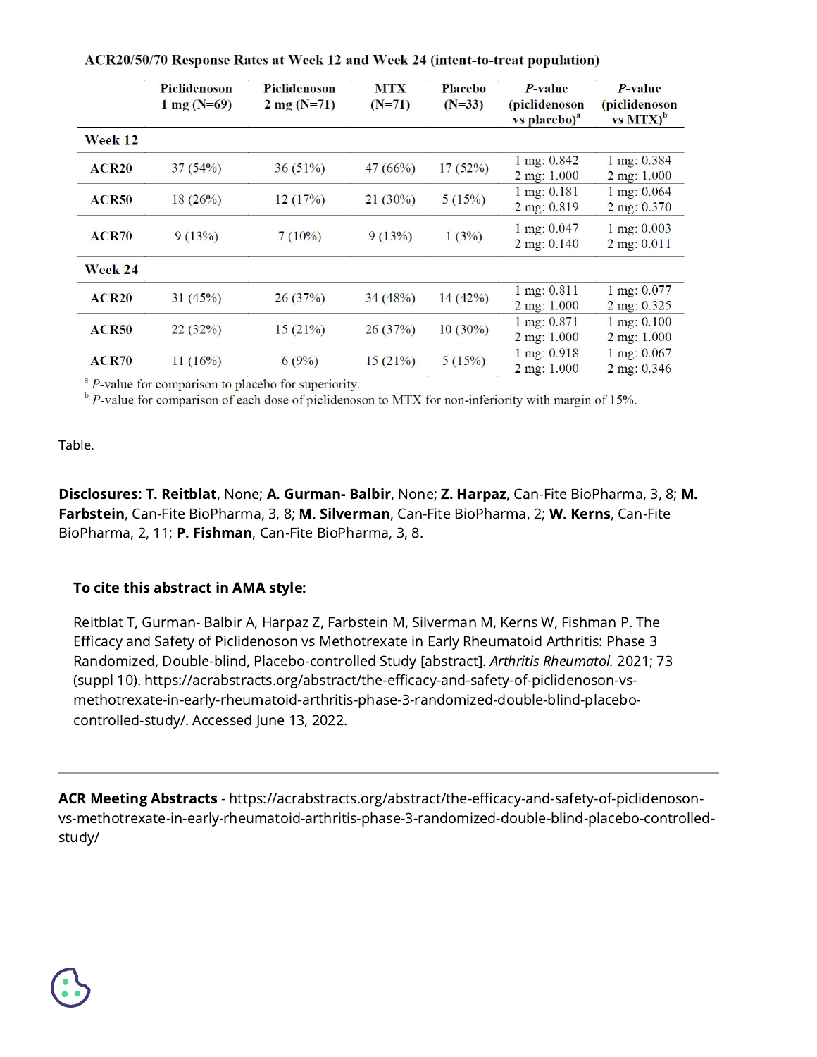**ACR20/50/70 Response Rates at Week 12 and Week 24 (intent-to-treat population)**

| | Piclidenoson 1 mg (N=69) | Piclidenoson 2 mg (N=71) | MTX (N=71) | Placebo (N=33) | *P*-value (piclidenoson vs placebo)[a] | *P*-value (piclidenoson vs MTX)[b] |
|---|---|---|---|---|---|---|
| **Week 12** | | | | | | |
| **ACR20** | 37 (54%) | 36 (51%) | 47 (66%) | 17 (52%) | 1 mg: 0.842<br>2 mg: 1.000 | 1 mg: 0.384<br>2 mg: 1.000 |
| **ACR50** | 18 (26%) | 12 (17%) | 21 (30%) | 5 (15%) | 1 mg: 0.181<br>2 mg: 0.819 | 1 mg: 0.064<br>2 mg: 0.370 |
| **ACR70** | 9 (13%) | 7 (10%) | 9 (13%) | 1 (3%) | 1 mg: 0.047<br>2 mg: 0.140 | 1 mg: 0.003<br>2 mg: 0.011 |
| **Week 24** | | | | | | |
| **ACR20** | 31 (45%) | 26 (37%) | 34 (48%) | 14 (42%) | 1 mg: 0.811<br>2 mg: 1.000 | 1 mg: 0.077<br>2 mg: 0.325 |
| **ACR50** | 22 (32%) | 15 (21%) | 26 (37%) | 10 (30%) | 1 mg: 0.871<br>2 mg: 1.000 | 1 mg: 0.100<br>2 mg: 1.000 |
| **ACR70** | 11 (16%) | 6 (9%) | 15 (21%) | 5 (15%) | 1 mg: 0.918<br>2 mg: 1.000 | 1 mg: 0.067<br>2 mg: 0.346 |

[a] *P*-value for comparison to placebo for superiority.
[b] *P*-value for comparison of each dose of piclidenoson to MTX for non-inferiority with margin of 15%.

Table.

**Disclosures: T. Reitblat**, None; **A. Gurman- Balbir**, None; **Z. Harpaz**, Can-Fite BioPharma, 3, 8; **M. Farbstein**, Can-Fite BioPharma, 3, 8; **M. Silverman**, Can-Fite BioPharma, 2; **W. Kerns**, Can-Fite BioPharma, 2, 11; **P. Fishman**, Can-Fite BioPharma, 3, 8.

**To cite this abstract in AMA style:**

Reitblat T, Gurman- Balbir A, Harpaz Z, Farbstein M, Silverman M, Kerns W, Fishman P. The Efficacy and Safety of Piclidenoson vs Methotrexate in Early Rheumatoid Arthritis: Phase 3 Randomized, Double-blind, Placebo-controlled Study [abstract]. *Arthritis Rheumatol.* 2021; 73 (suppl 10). https://acrabstracts.org/abstract/the-efficacy-and-safety-of-piclidenoson-vs-methotrexate-in-early-rheumatoid-arthritis-phase-3-randomized-double-blind-placebo-controlled-study/. Accessed June 13, 2022.

---

**ACR Meeting Abstracts** - https://acrabstracts.org/abstract/the-efficacy-and-safety-of-piclidenoson-vs-methotrexate-in-early-rheumatoid-arthritis-phase-3-randomized-double-blind-placebo-controlled-study/